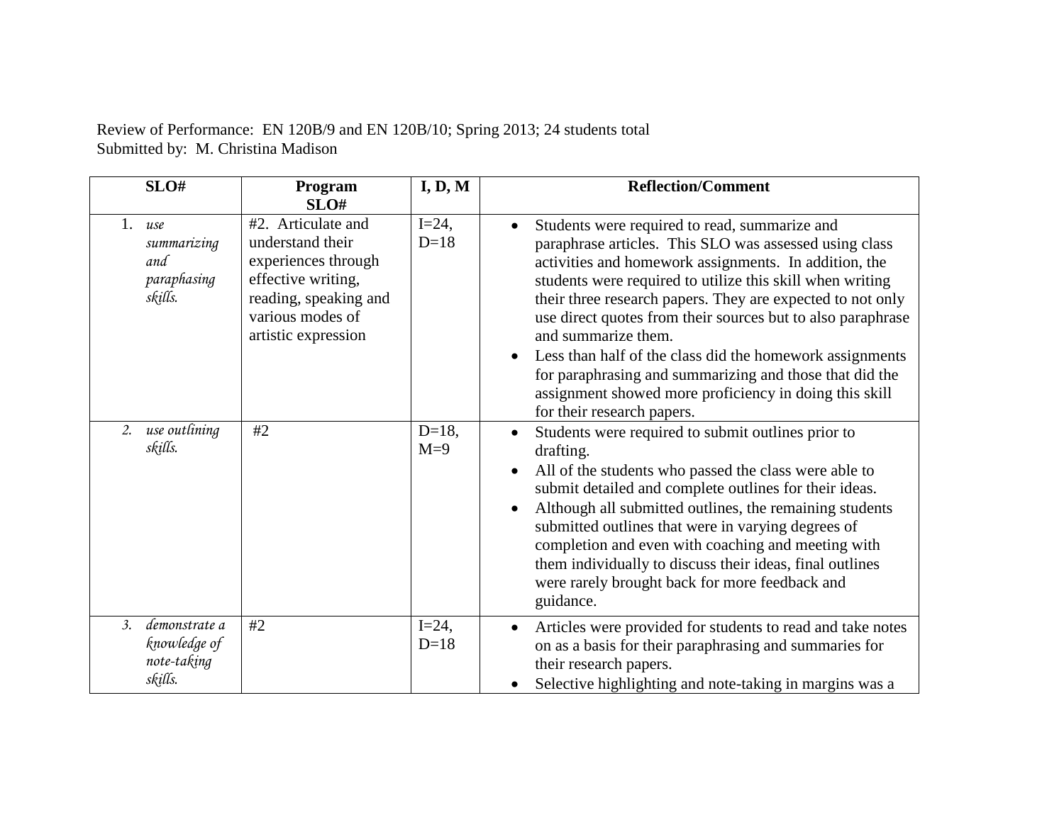Review of Performance: EN 120B/9 and EN 120B/10; Spring 2013; 24 students total
Submitted by: M. Christina Madison

| SLO# | Program SLO# | I, D, M | Reflection/Comment |
|---|---|---|---|
| 1. *use summarizing and paraphasing skills.* | #2. Articulate and understand their experiences through effective writing, reading, speaking and various modes of artistic expression | I=24, D=18 | • Students were required to read, summarize and paraphrase articles. This SLO was assessed using class activities and homework assignments. In addition, the students were required to utilize this skill when writing their three research papers. They are expected to not only use direct quotes from their sources but to also paraphrase and summarize them.<br>• Less than half of the class did the homework assignments for paraphrasing and summarizing and those that did the assignment showed more proficiency in doing this skill for their research papers. |
| 2. *use outlining skills.* | #2 | D=18, M=9 | • Students were required to submit outlines prior to drafting.<br>• All of the students who passed the class were able to submit detailed and complete outlines for their ideas.<br>• Although all submitted outlines, the remaining students submitted outlines that were in varying degrees of completion and even with coaching and meeting with them individually to discuss their ideas, final outlines were rarely brought back for more feedback and guidance. |
| 3. *demonstrate a knowledge of note-taking skills.* | #2 | I=24, D=18 | • Articles were provided for students to read and take notes on as a basis for their paraphrasing and summaries for their research papers.<br>• Selective highlighting and note-taking in margins was a |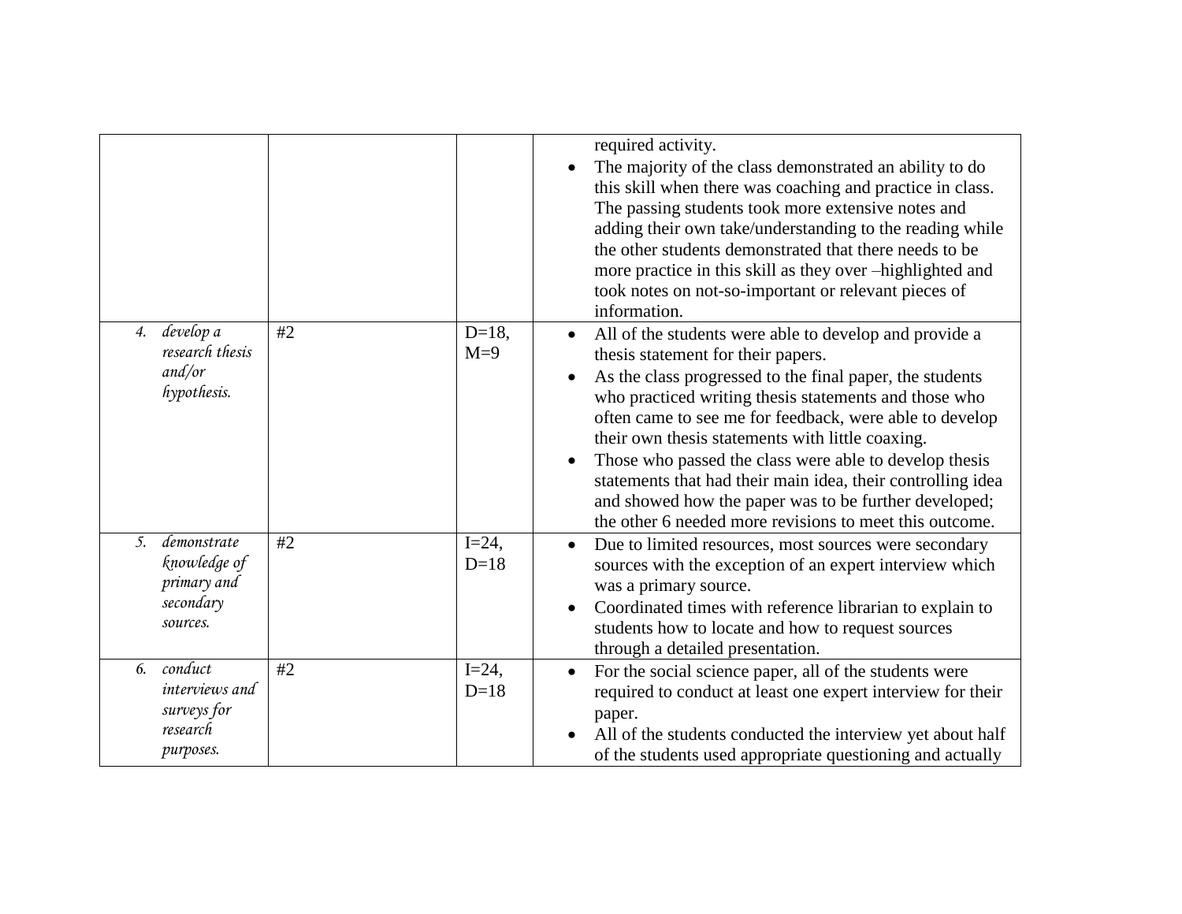| | | | |
|---|---|---|---|
| | | | required activity.<br>• The majority of the class demonstrated an ability to do this skill when there was coaching and practice in class. The passing students took more extensive notes and adding their own take/understanding to the reading while the other students demonstrated that there needs to be more practice in this skill as they over –highlighted and took notes on not-so-important or relevant pieces of information. |
| 4. *develop a research thesis and/or hypothesis.* | #2 | D=18, M=9 | • All of the students were able to develop and provide a thesis statement for their papers.<br>• As the class progressed to the final paper, the students who practiced writing thesis statements and those who often came to see me for feedback, were able to develop their own thesis statements with little coaxing.<br>• Those who passed the class were able to develop thesis statements that had their main idea, their controlling idea and showed how the paper was to be further developed; the other 6 needed more revisions to meet this outcome. |
| 5. *demonstrate knowledge of primary and secondary sources.* | #2 | I=24, D=18 | • Due to limited resources, most sources were secondary sources with the exception of an expert interview which was a primary source.<br>• Coordinated times with reference librarian to explain to students how to locate and how to request sources through a detailed presentation. |
| 6. *conduct interviews and surveys for research purposes.* | #2 | I=24, D=18 | • For the social science paper, all of the students were required to conduct at least one expert interview for their paper.<br>• All of the students conducted the interview yet about half of the students used appropriate questioning and actually |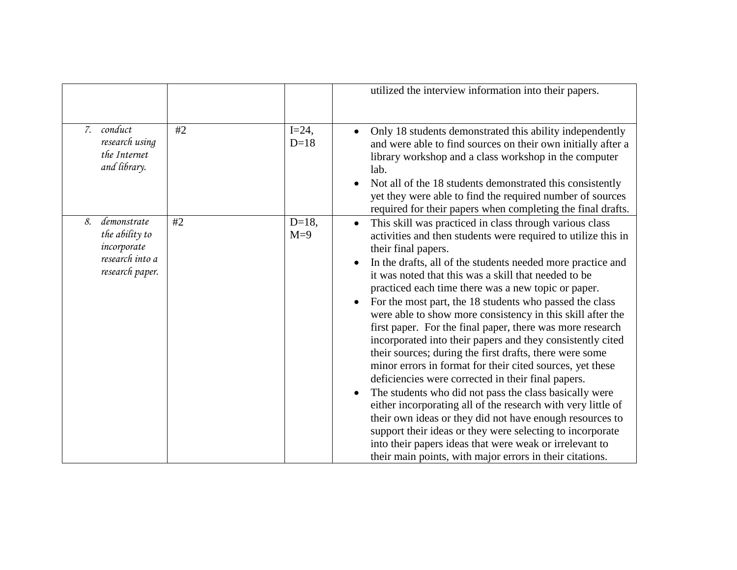|  |  |  |  |
|---|---|---|---|
|  |  |  | utilized the interview information into their papers. |
| 7. *conduct research using the Internet and library.* | #2 | I=24, D=18 | • Only 18 students demonstrated this ability independently and were able to find sources on their own initially after a library workshop and a class workshop in the computer lab.<br>• Not all of the 18 students demonstrated this consistently yet they were able to find the required number of sources required for their papers when completing the final drafts. |
| 8. *demonstrate the ability to incorporate research into a research paper.* | #2 | D=18, M=9 | • This skill was practiced in class through various class activities and then students were required to utilize this in their final papers.<br>• In the drafts, all of the students needed more practice and it was noted that this was a skill that needed to be practiced each time there was a new topic or paper.<br>• For the most part, the 18 students who passed the class were able to show more consistency in this skill after the first paper. For the final paper, there was more research incorporated into their papers and they consistently cited their sources; during the first drafts, there were some minor errors in format for their cited sources, yet these deficiencies were corrected in their final papers.<br>• The students who did not pass the class basically were either incorporating all of the research with very little of their own ideas or they did not have enough resources to support their ideas or they were selecting to incorporate into their papers ideas that were weak or irrelevant to their main points, with major errors in their citations. |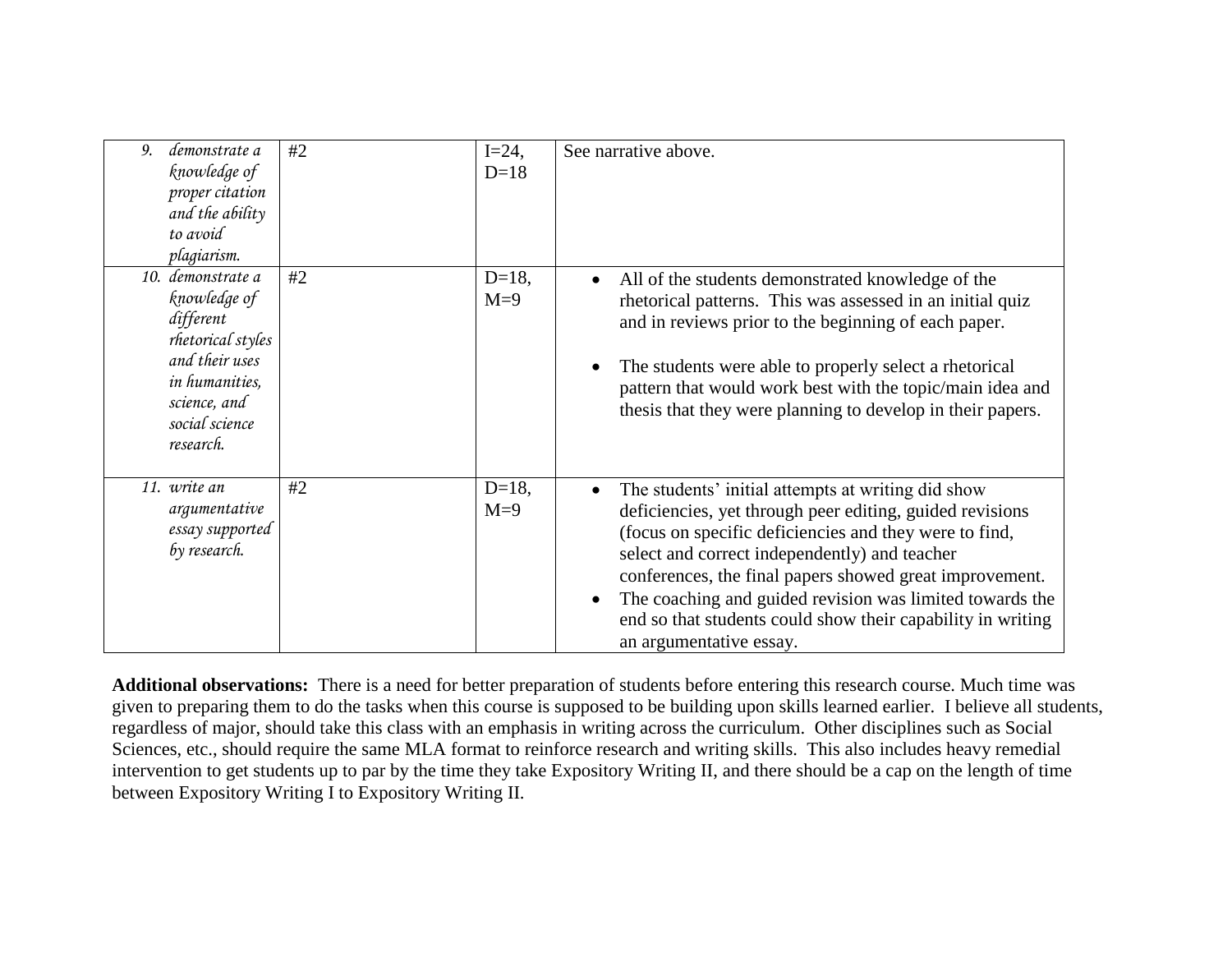| | | | |
|---|---|---|---|
| 9. *demonstrate a knowledge of proper citation and the ability to avoid plagiarism.* | #2 | I=24, D=18 | See narrative above. |
| 10. *demonstrate a knowledge of different rhetorical styles and their uses in humanities, science, and social science research.* | #2 | D=18, M=9 | • All of the students demonstrated knowledge of the rhetorical patterns. This was assessed in an initial quiz and in reviews prior to the beginning of each paper.<br><br>• The students were able to properly select a rhetorical pattern that would work best with the topic/main idea and thesis that they were planning to develop in their papers. |
| 11. *write an argumentative essay supported by research.* | #2 | D=18, M=9 | • The students' initial attempts at writing did show deficiencies, yet through peer editing, guided revisions (focus on specific deficiencies and they were to find, select and correct independently) and teacher conferences, the final papers showed great improvement.<br>• The coaching and guided revision was limited towards the end so that students could show their capability in writing an argumentative essay. |

**Additional observations:** There is a need for better preparation of students before entering this research course. Much time was given to preparing them to do the tasks when this course is supposed to be building upon skills learned earlier. I believe all students, regardless of major, should take this class with an emphasis in writing across the curriculum. Other disciplines such as Social Sciences, etc., should require the same MLA format to reinforce research and writing skills. This also includes heavy remedial intervention to get students up to par by the time they take Expository Writing II, and there should be a cap on the length of time between Expository Writing I to Expository Writing II.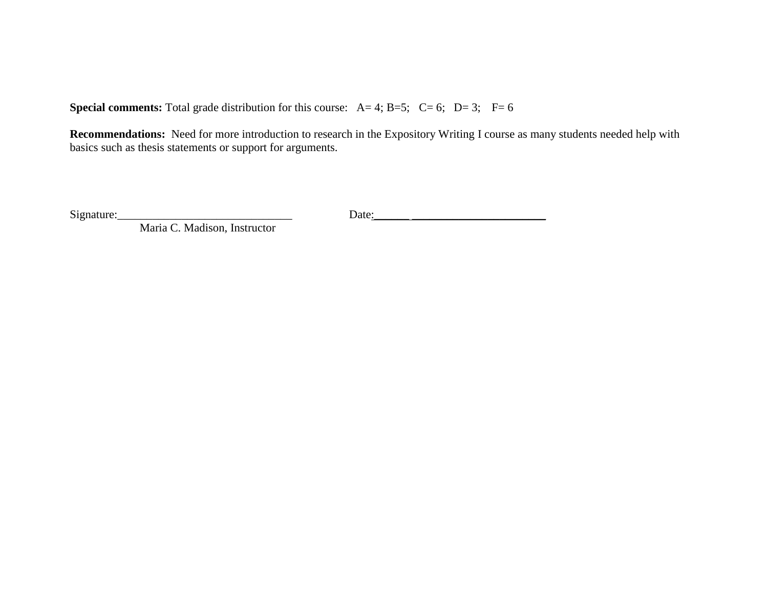**Special comments:** Total grade distribution for this course: A= 4; B=5; C= 6; D= 3; F= 6

**Recommendations:** Need for more introduction to research in the Expository Writing I course as many students needed help with basics such as thesis statements or support for arguments.

Signature:______________________________ Date:______________________________

Maria C. Madison, Instructor